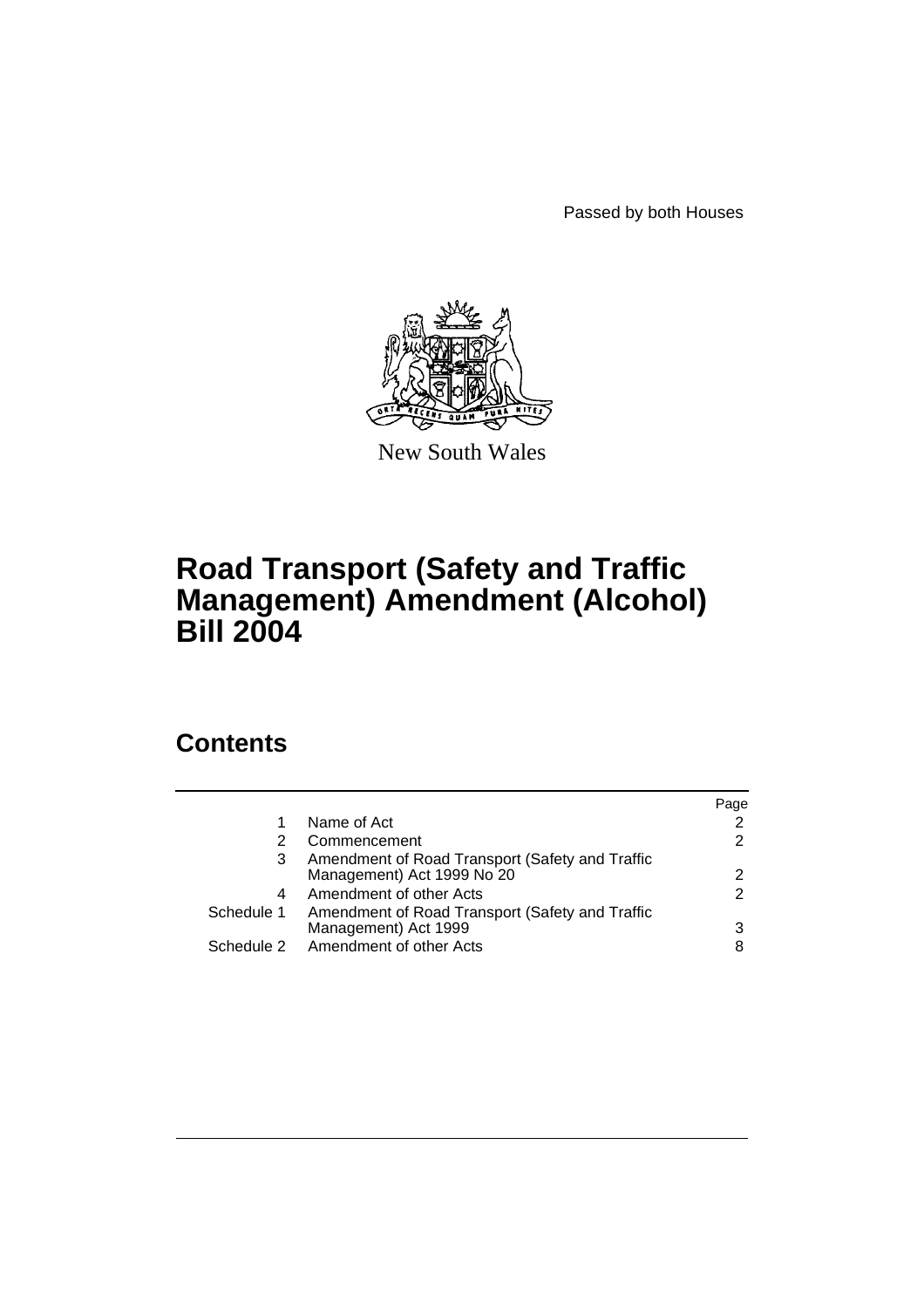Passed by both Houses

New South Wales

# Road Transport (Safety and Traffic Management) Amendment (Alcohol) Bill 2004

## Contents

| | | Page |
|---|---|---|
| 1 | Name of Act | 2 |
| 2 | Commencement | 2 |
| 3 | Amendment of Road Transport (Safety and Traffic Management) Act 1999 No 20 | 2 |
| 4 | Amendment of other Acts | 2 |
| Schedule 1 | Amendment of Road Transport (Safety and Traffic Management) Act 1999 | 3 |
| Schedule 2 | Amendment of other Acts | 8 |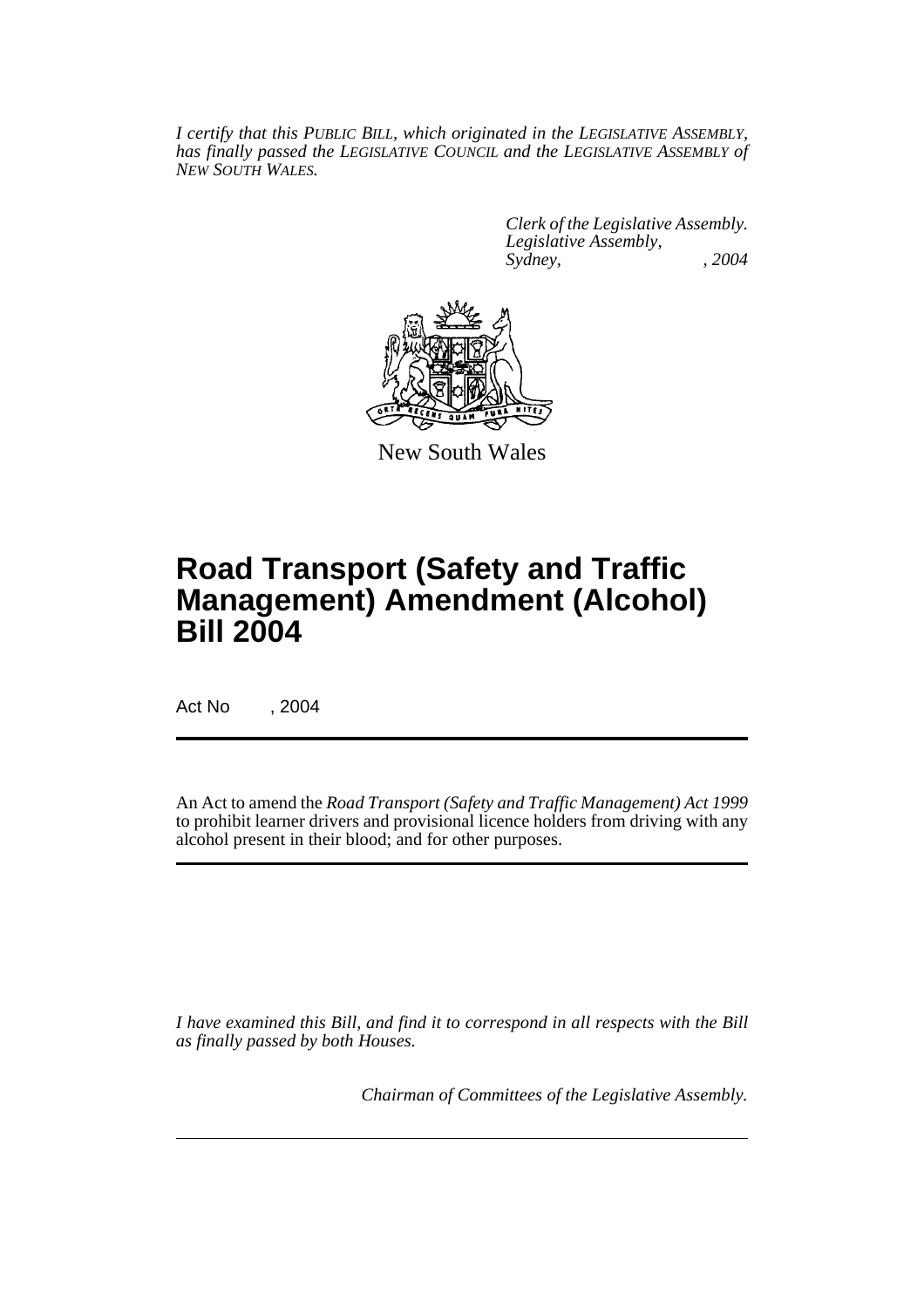*I certify that this PUBLIC BILL, which originated in the LEGISLATIVE ASSEMBLY, has finally passed the LEGISLATIVE COUNCIL and the LEGISLATIVE ASSEMBLY of NEW SOUTH WALES.*

*Clerk of the Legislative Assembly.*
*Legislative Assembly,*
*Sydney, , 2004*

New South Wales

# Road Transport (Safety and Traffic Management) Amendment (Alcohol) Bill 2004

Act No , 2004

An Act to amend the *Road Transport (Safety and Traffic Management) Act 1999* to prohibit learner drivers and provisional licence holders from driving with any alcohol present in their blood; and for other purposes.

*I have examined this Bill, and find it to correspond in all respects with the Bill as finally passed by both Houses.*

*Chairman of Committees of the Legislative Assembly.*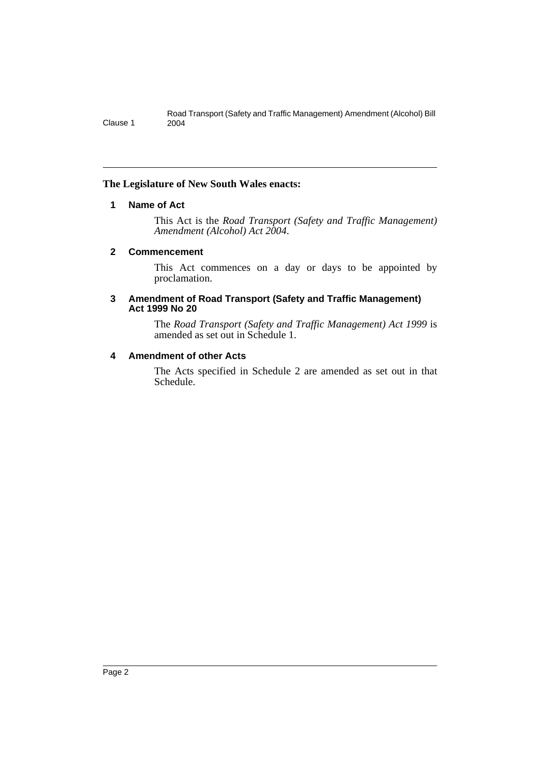**The Legislature of New South Wales enacts:**

## 1 Name of Act

This Act is the *Road Transport (Safety and Traffic Management) Amendment (Alcohol) Act 2004*.

## 2 Commencement

This Act commences on a day or days to be appointed by proclamation.

## 3 Amendment of Road Transport (Safety and Traffic Management) Act 1999 No 20

The *Road Transport (Safety and Traffic Management) Act 1999* is amended as set out in Schedule 1.

## 4 Amendment of other Acts

The Acts specified in Schedule 2 are amended as set out in that Schedule.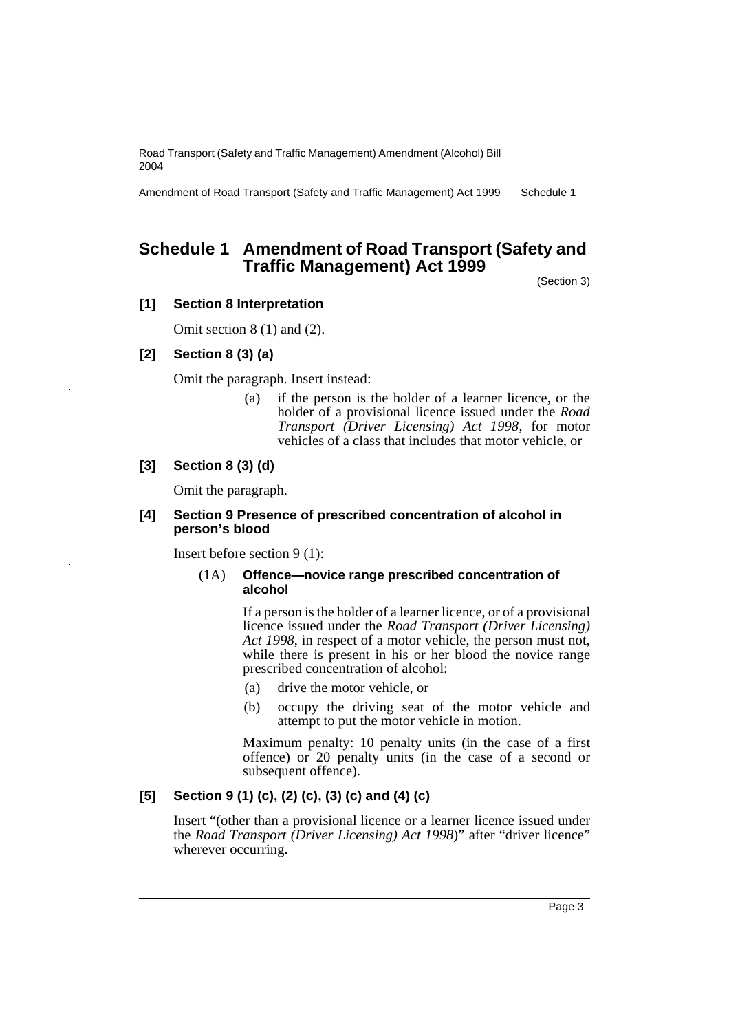# Schedule 1 Amendment of Road Transport (Safety and Traffic Management) Act 1999

(Section 3)

### [1] Section 8 Interpretation

Omit section 8 (1) and (2).

### [2] Section 8 (3) (a)

Omit the paragraph. Insert instead:

> (a) if the person is the holder of a learner licence, or the holder of a provisional licence issued under the *Road Transport (Driver Licensing) Act 1998*, for motor vehicles of a class that includes that motor vehicle, or

### [3] Section 8 (3) (d)

Omit the paragraph.

### [4] Section 9 Presence of prescribed concentration of alcohol in person's blood

Insert before section 9 (1):

> (1A) **Offence—novice range prescribed concentration of alcohol**
>
> If a person is the holder of a learner licence, or of a provisional licence issued under the *Road Transport (Driver Licensing) Act 1998*, in respect of a motor vehicle, the person must not, while there is present in his or her blood the novice range prescribed concentration of alcohol:
>
> (a) drive the motor vehicle, or
>
> (b) occupy the driving seat of the motor vehicle and attempt to put the motor vehicle in motion.
>
> Maximum penalty: 10 penalty units (in the case of a first offence) or 20 penalty units (in the case of a second or subsequent offence).

### [5] Section 9 (1) (c), (2) (c), (3) (c) and (4) (c)

Insert "(other than a provisional licence or a learner licence issued under the *Road Transport (Driver Licensing) Act 1998*)" after "driver licence" wherever occurring.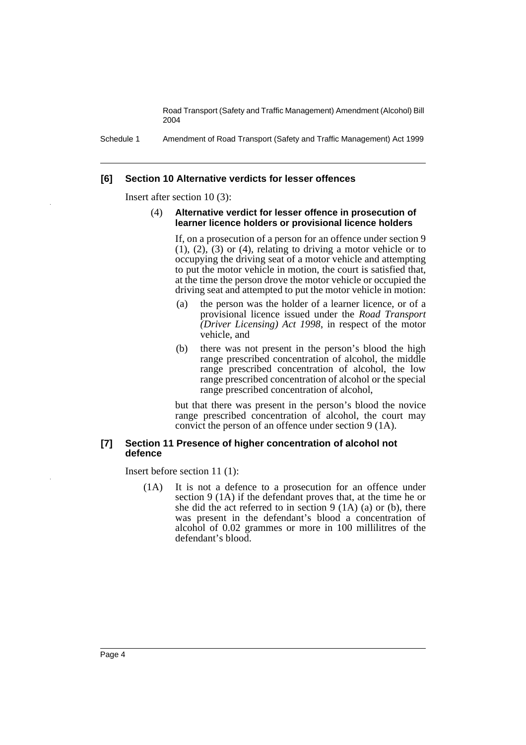#### [6] Section 10 Alternative verdicts for lesser offences

Insert after section 10 (3):

(4) **Alternative verdict for lesser offence in prosecution of learner licence holders or provisional licence holders**

If, on a prosecution of a person for an offence under section 9 (1), (2), (3) or (4), relating to driving a motor vehicle or to occupying the driving seat of a motor vehicle and attempting to put the motor vehicle in motion, the court is satisfied that, at the time the person drove the motor vehicle or occupied the driving seat and attempted to put the motor vehicle in motion:

- (a) the person was the holder of a learner licence, or of a provisional licence issued under the *Road Transport (Driver Licensing) Act 1998*, in respect of the motor vehicle, and
- (b) there was not present in the person's blood the high range prescribed concentration of alcohol, the middle range prescribed concentration of alcohol, the low range prescribed concentration of alcohol or the special range prescribed concentration of alcohol,

but that there was present in the person's blood the novice range prescribed concentration of alcohol, the court may convict the person of an offence under section 9 (1A).

#### [7] Section 11 Presence of higher concentration of alcohol not defence

Insert before section 11 (1):

(1A) It is not a defence to a prosecution for an offence under section 9 (1A) if the defendant proves that, at the time he or she did the act referred to in section 9 (1A) (a) or (b), there was present in the defendant's blood a concentration of alcohol of 0.02 grammes or more in 100 millilitres of the defendant's blood.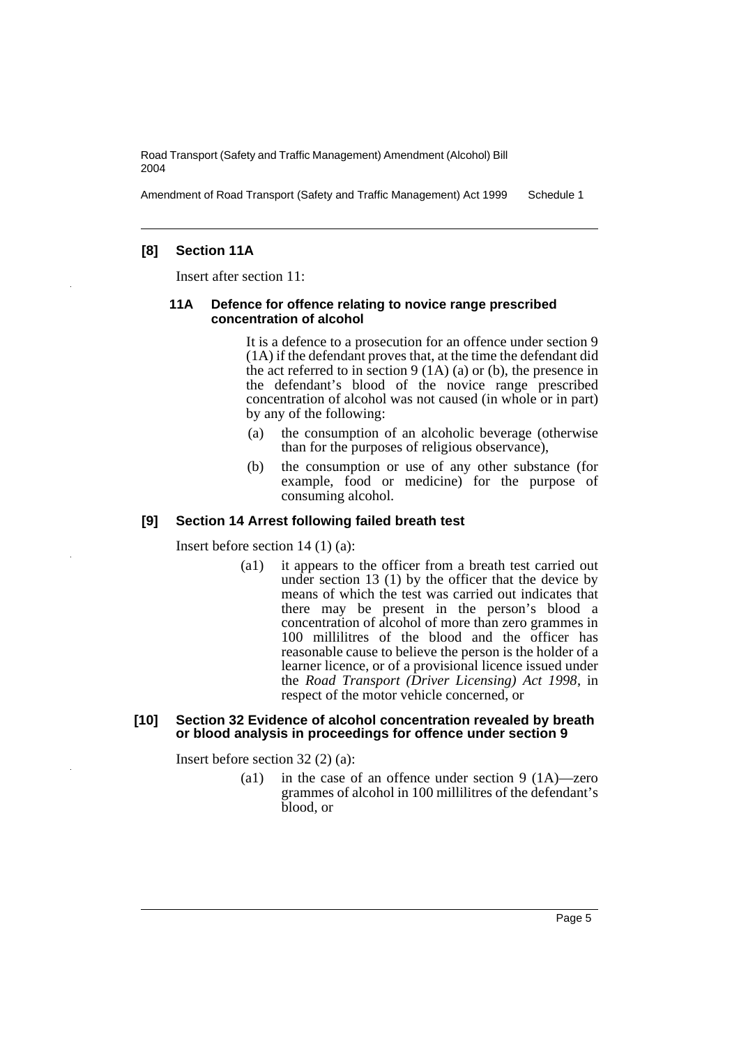### [8] Section 11A

Insert after section 11:

#### 11A Defence for offence relating to novice range prescribed concentration of alcohol

It is a defence to a prosecution for an offence under section 9 (1A) if the defendant proves that, at the time the defendant did the act referred to in section 9 (1A) (a) or (b), the presence in the defendant's blood of the novice range prescribed concentration of alcohol was not caused (in whole or in part) by any of the following:

(a) the consumption of an alcoholic beverage (otherwise than for the purposes of religious observance),

(b) the consumption or use of any other substance (for example, food or medicine) for the purpose of consuming alcohol.

### [9] Section 14 Arrest following failed breath test

Insert before section 14 (1) (a):

(a1) it appears to the officer from a breath test carried out under section 13 (1) by the officer that the device by means of which the test was carried out indicates that there may be present in the person's blood a concentration of alcohol of more than zero grammes in 100 millilitres of the blood and the officer has reasonable cause to believe the person is the holder of a learner licence, or of a provisional licence issued under the *Road Transport (Driver Licensing) Act 1998*, in respect of the motor vehicle concerned, or

### [10] Section 32 Evidence of alcohol concentration revealed by breath or blood analysis in proceedings for offence under section 9

Insert before section 32 (2) (a):

(a1) in the case of an offence under section 9 (1A)—zero grammes of alcohol in 100 millilitres of the defendant's blood, or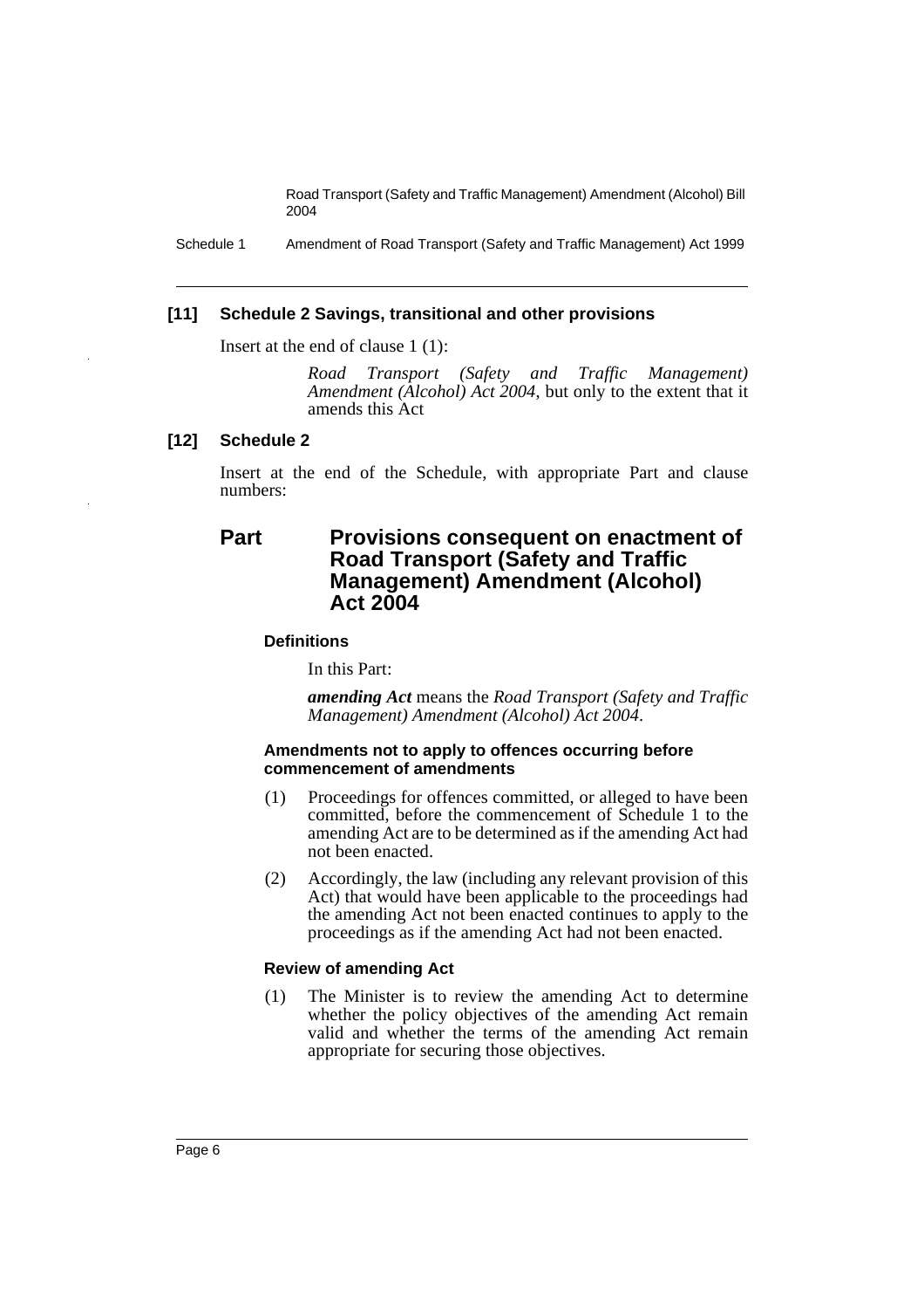### [11] Schedule 2 Savings, transitional and other provisions

Insert at the end of clause 1 (1):

> *Road Transport (Safety and Traffic Management) Amendment (Alcohol) Act 2004*, but only to the extent that it amends this Act

### [12] Schedule 2

Insert at the end of the Schedule, with appropriate Part and clause numbers:

## Part Provisions consequent on enactment of Road Transport (Safety and Traffic Management) Amendment (Alcohol) Act 2004

#### Definitions

In this Part:

***amending Act*** means the *Road Transport (Safety and Traffic Management) Amendment (Alcohol) Act 2004*.

#### Amendments not to apply to offences occurring before commencement of amendments

(1) Proceedings for offences committed, or alleged to have been committed, before the commencement of Schedule 1 to the amending Act are to be determined as if the amending Act had not been enacted.

(2) Accordingly, the law (including any relevant provision of this Act) that would have been applicable to the proceedings had the amending Act not been enacted continues to apply to the proceedings as if the amending Act had not been enacted.

#### Review of amending Act

(1) The Minister is to review the amending Act to determine whether the policy objectives of the amending Act remain valid and whether the terms of the amending Act remain appropriate for securing those objectives.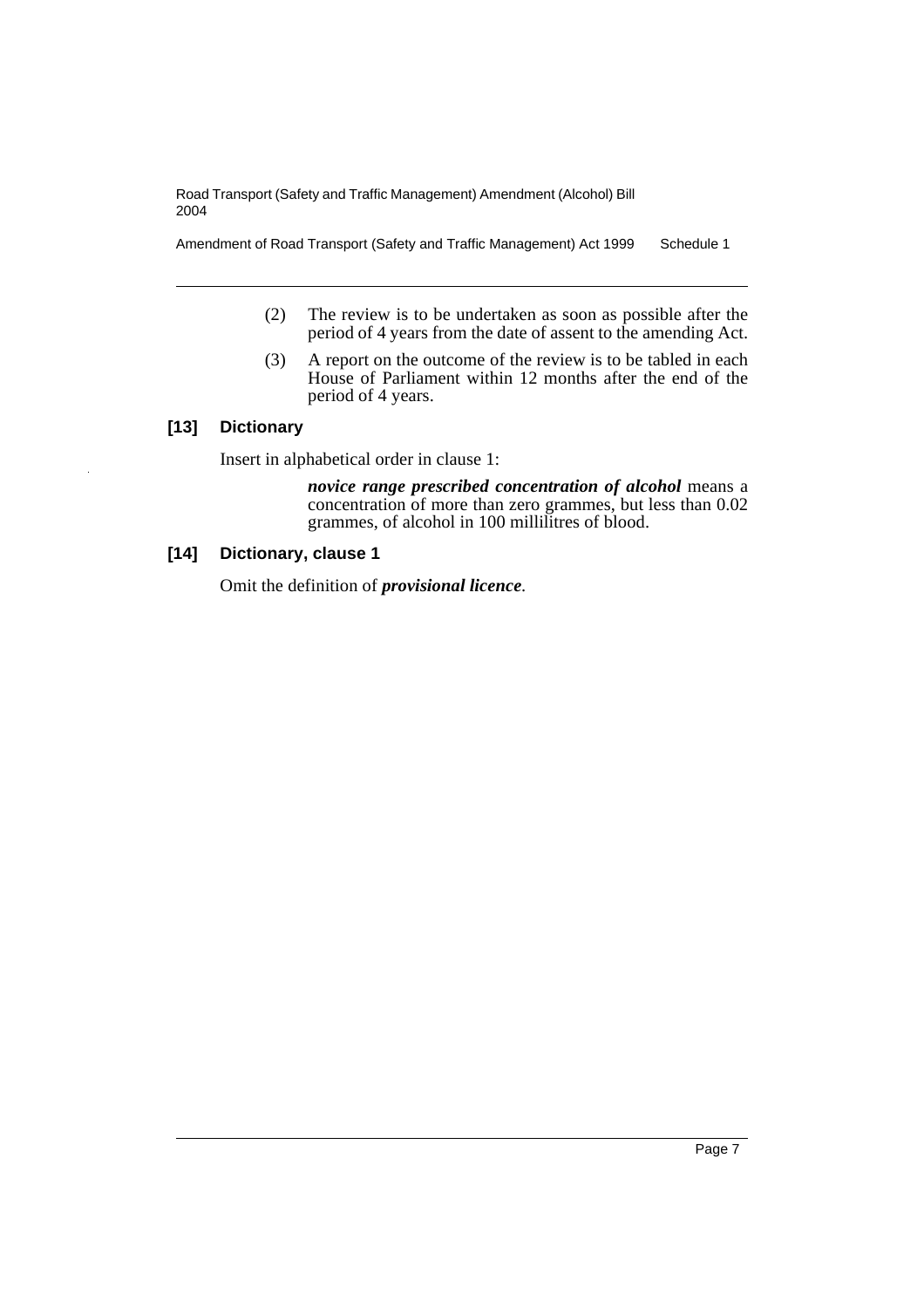(2) The review is to be undertaken as soon as possible after the period of 4 years from the date of assent to the amending Act.

(3) A report on the outcome of the review is to be tabled in each House of Parliament within 12 months after the end of the period of 4 years.

### [13] Dictionary

Insert in alphabetical order in clause 1:

> ***novice range prescribed concentration of alcohol*** means a concentration of more than zero grammes, but less than 0.02 grammes, of alcohol in 100 millilitres of blood.

### [14] Dictionary, clause 1

Omit the definition of ***provisional licence***.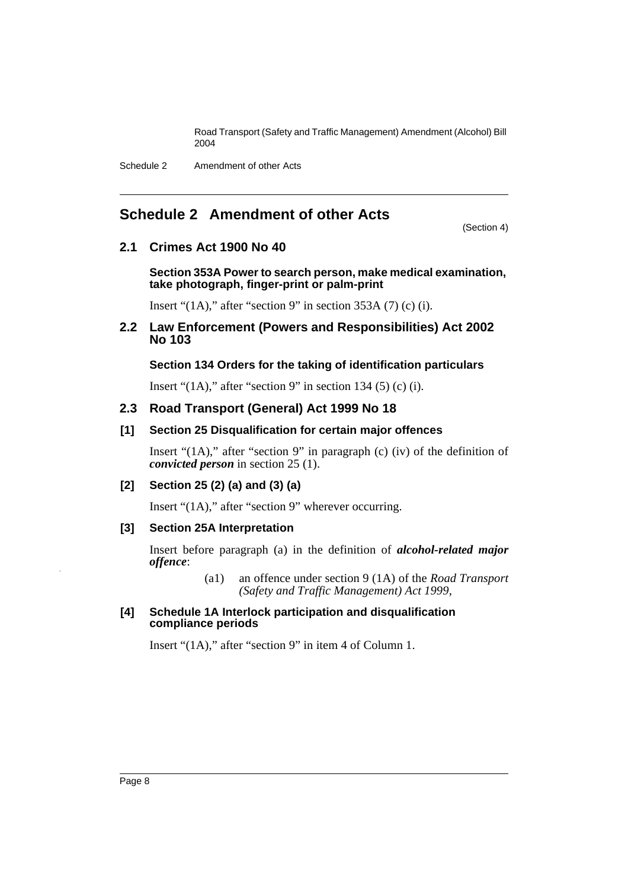# Schedule 2 Amendment of other Acts

(Section 4)

## 2.1 Crimes Act 1900 No 40

**Section 353A Power to search person, make medical examination, take photograph, finger-print or palm-print**

Insert "(1A)," after "section 9" in section 353A (7) (c) (i).

## 2.2 Law Enforcement (Powers and Responsibilities) Act 2002 No 103

**Section 134 Orders for the taking of identification particulars**

Insert "(1A)," after "section 9" in section 134 (5) (c) (i).

## 2.3 Road Transport (General) Act 1999 No 18

**[1] Section 25 Disqualification for certain major offences**

Insert "(1A)," after "section 9" in paragraph (c) (iv) of the definition of ***convicted person*** in section 25 (1).

**[2] Section 25 (2) (a) and (3) (a)**

Insert "(1A)," after "section 9" wherever occurring.

**[3] Section 25A Interpretation**

Insert before paragraph (a) in the definition of ***alcohol-related major offence***:

> (a1) an offence under section 9 (1A) of the *Road Transport (Safety and Traffic Management) Act 1999*,

**[4] Schedule 1A Interlock participation and disqualification compliance periods**

Insert "(1A)," after "section 9" in item 4 of Column 1.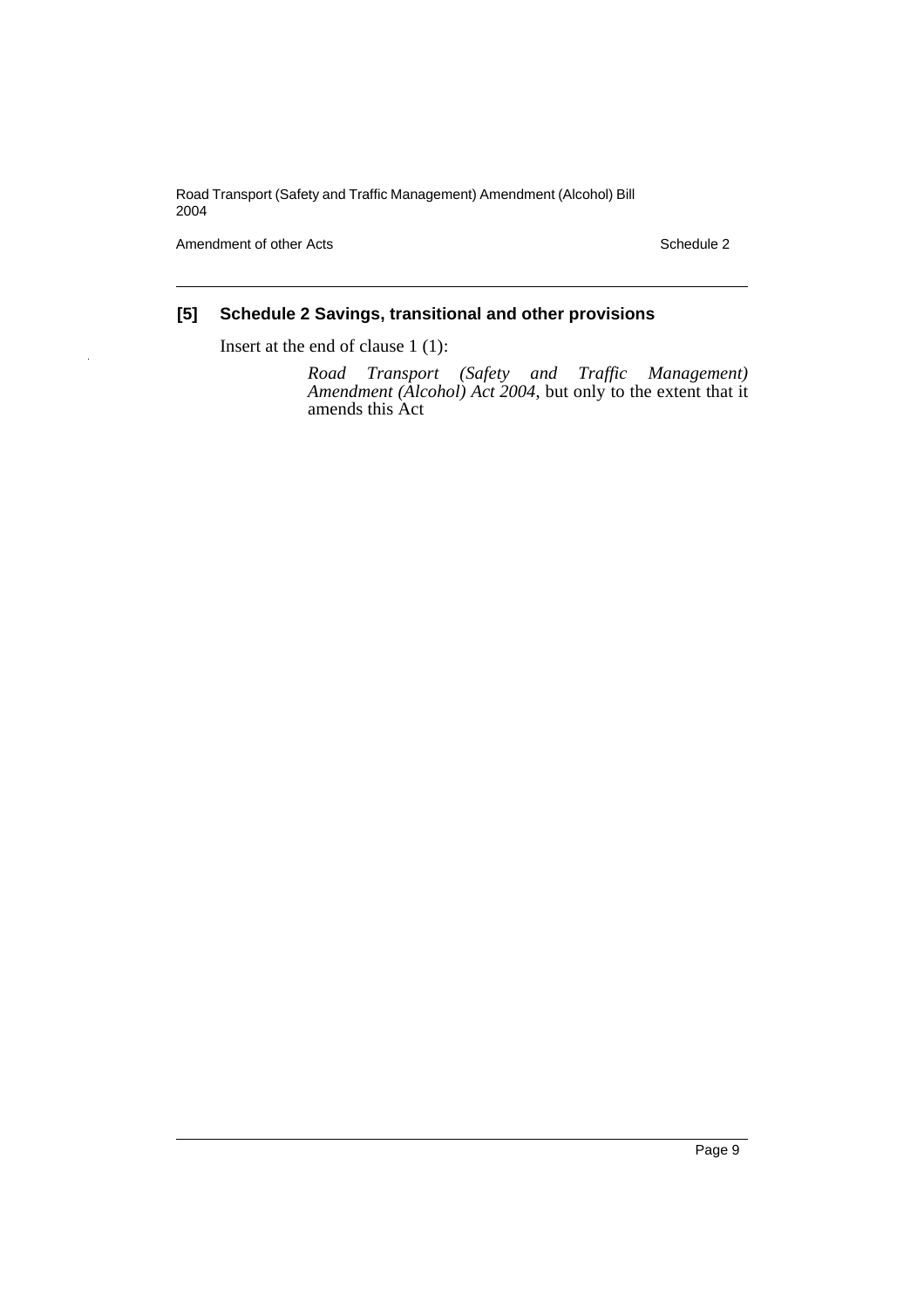### [5] Schedule 2 Savings, transitional and other provisions

Insert at the end of clause 1 (1):

> *Road Transport (Safety and Traffic Management) Amendment (Alcohol) Act 2004*, but only to the extent that it amends this Act